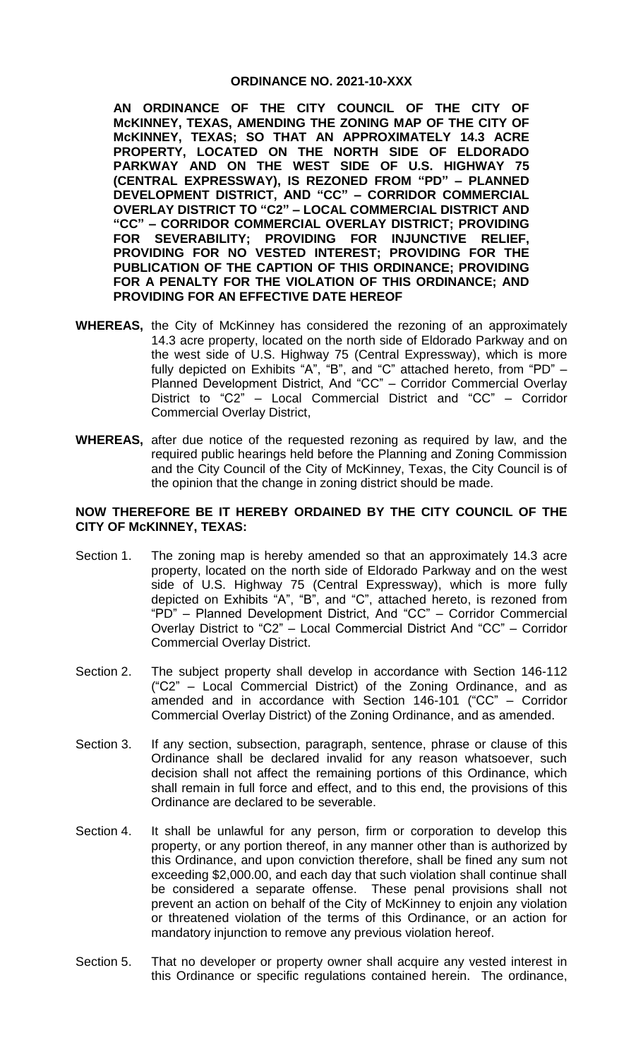# ORDINANCE NO. 2021-10-XXX

**AN ORDINANCE OF THE CITY COUNCIL OF THE CITY OF McKINNEY, TEXAS, AMENDING THE ZONING MAP OF THE CITY OF McKINNEY, TEXAS; SO THAT AN APPROXIMATELY 14.3 ACRE PROPERTY, LOCATED ON THE NORTH SIDE OF ELDORADO PARKWAY AND ON THE WEST SIDE OF U.S. HIGHWAY 75 (CENTRAL EXPRESSWAY), IS REZONED FROM "PD" – PLANNED DEVELOPMENT DISTRICT, AND "CC" – CORRIDOR COMMERCIAL OVERLAY DISTRICT TO "C2" – LOCAL COMMERCIAL DISTRICT AND "CC" – CORRIDOR COMMERCIAL OVERLAY DISTRICT; PROVIDING FOR SEVERABILITY; PROVIDING FOR INJUNCTIVE RELIEF, PROVIDING FOR NO VESTED INTEREST; PROVIDING FOR THE PUBLICATION OF THE CAPTION OF THIS ORDINANCE; PROVIDING FOR A PENALTY FOR THE VIOLATION OF THIS ORDINANCE; AND PROVIDING FOR AN EFFECTIVE DATE HEREOF**

**WHEREAS,** the City of McKinney has considered the rezoning of an approximately 14.3 acre property, located on the north side of Eldorado Parkway and on the west side of U.S. Highway 75 (Central Expressway), which is more fully depicted on Exhibits "A", "B", and "C" attached hereto, from "PD" – Planned Development District, And "CC" – Corridor Commercial Overlay District to "C2" – Local Commercial District and "CC" – Corridor Commercial Overlay District,

**WHEREAS,** after due notice of the requested rezoning as required by law, and the required public hearings held before the Planning and Zoning Commission and the City Council of the City of McKinney, Texas, the City Council is of the opinion that the change in zoning district should be made.

**NOW THEREFORE BE IT HEREBY ORDAINED BY THE CITY COUNCIL OF THE CITY OF McKINNEY, TEXAS:**

Section 1. The zoning map is hereby amended so that an approximately 14.3 acre property, located on the north side of Eldorado Parkway and on the west side of U.S. Highway 75 (Central Expressway), which is more fully depicted on Exhibits "A", "B", and "C", attached hereto, is rezoned from "PD" – Planned Development District, And "CC" – Corridor Commercial Overlay District to "C2" – Local Commercial District And "CC" – Corridor Commercial Overlay District.

Section 2. The subject property shall develop in accordance with Section 146-112 ("C2" – Local Commercial District) of the Zoning Ordinance, and as amended and in accordance with Section 146-101 ("CC" – Corridor Commercial Overlay District) of the Zoning Ordinance, and as amended.

Section 3. If any section, subsection, paragraph, sentence, phrase or clause of this Ordinance shall be declared invalid for any reason whatsoever, such decision shall not affect the remaining portions of this Ordinance, which shall remain in full force and effect, and to this end, the provisions of this Ordinance are declared to be severable.

Section 4. It shall be unlawful for any person, firm or corporation to develop this property, or any portion thereof, in any manner other than is authorized by this Ordinance, and upon conviction therefore, shall be fined any sum not exceeding $2,000.00, and each day that such violation shall continue shall be considered a separate offense. These penal provisions shall not prevent an action on behalf of the City of McKinney to enjoin any violation or threatened violation of the terms of this Ordinance, or an action for mandatory injunction to remove any previous violation hereof.

Section 5. That no developer or property owner shall acquire any vested interest in this Ordinance or specific regulations contained herein. The ordinance,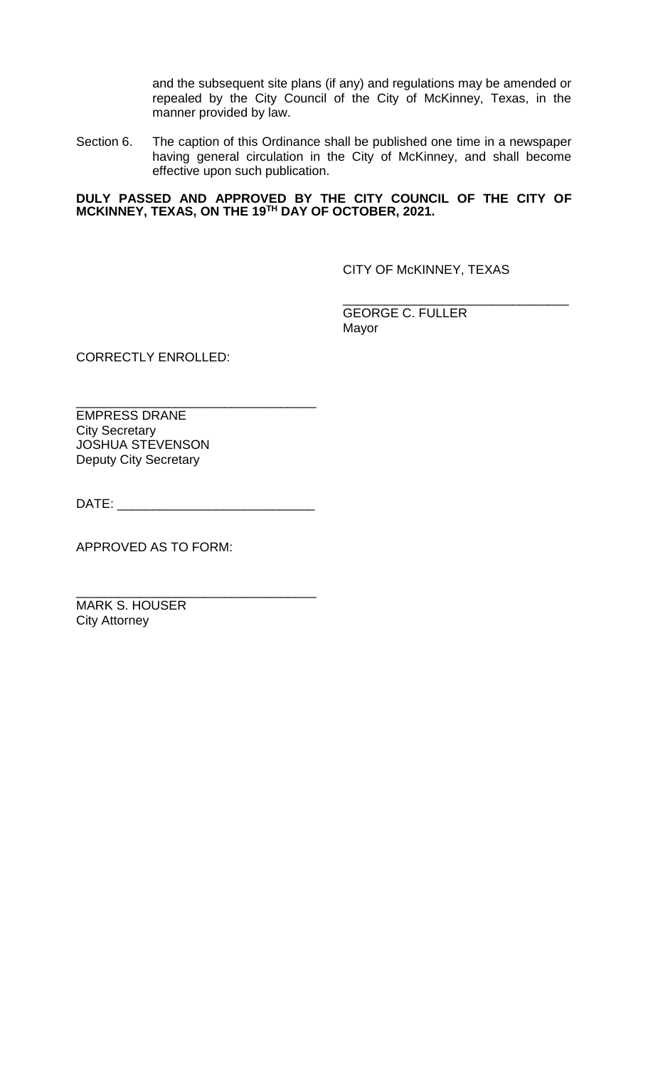and the subsequent site plans (if any) and regulations may be amended or repealed by the City Council of the City of McKinney, Texas, in the manner provided by law.

Section 6. The caption of this Ordinance shall be published one time in a newspaper having general circulation in the City of McKinney, and shall become effective upon such publication.

**DULY PASSED AND APPROVED BY THE CITY COUNCIL OF THE CITY OF MCKINNEY, TEXAS, ON THE 19TH DAY OF OCTOBER, 2021.**

CITY OF McKINNEY, TEXAS

\_\_\_\_\_\_\_\_\_\_\_\_\_\_\_\_\_\_\_\_\_\_\_\_\_\_\_\_\_\_\_\_
GEORGE C. FULLER
Mayor

CORRECTLY ENROLLED:

\_\_\_\_\_\_\_\_\_\_\_\_\_\_\_\_\_\_\_\_\_\_\_\_\_\_\_\_\_\_\_\_\_\_
EMPRESS DRANE
City Secretary
JOSHUA STEVENSON
Deputy City Secretary

DATE: \_\_\_\_\_\_\_\_\_\_\_\_\_\_\_\_\_\_\_\_\_\_\_\_\_\_\_\_

APPROVED AS TO FORM:

\_\_\_\_\_\_\_\_\_\_\_\_\_\_\_\_\_\_\_\_\_\_\_\_\_\_\_\_\_\_\_\_\_\_
MARK S. HOUSER
City Attorney